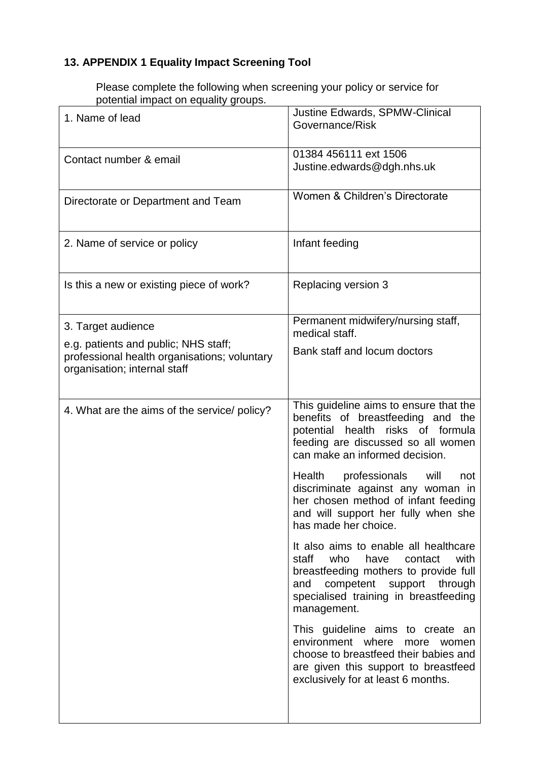## 13. APPENDIX 1 Equality Impact Screening Tool

Please complete the following when screening your policy or service for potential impact on equality groups.

| | |
|---|---|
| 1. Name of lead | Justine Edwards, SPMW-Clinical Governance/Risk |
| Contact number & email | 01384 456111 ext 1506<br>Justine.edwards@dgh.nhs.uk |
| Directorate or Department and Team | Women & Children's Directorate |
| 2. Name of service or policy | Infant feeding |
| Is this a new or existing piece of work? | Replacing version 3 |
| 3. Target audience<br>e.g. patients and public; NHS staff; professional health organisations; voluntary organisation; internal staff | Permanent midwifery/nursing staff, medical staff.<br>Bank staff and locum doctors |
| 4. What are the aims of the service/ policy? | This guideline aims to ensure that the benefits of breastfeeding and the potential health risks of formula feeding are discussed so all women can make an informed decision.<br>Health professionals will not discriminate against any woman in her chosen method of infant feeding and will support her fully when she has made her choice.<br>It also aims to enable all healthcare staff who have contact with breastfeeding mothers to provide full and competent support through specialised training in breastfeeding management.<br>This guideline aims to create an environment where more women choose to breastfeed their babies and are given this support to breastfeed exclusively for at least 6 months. |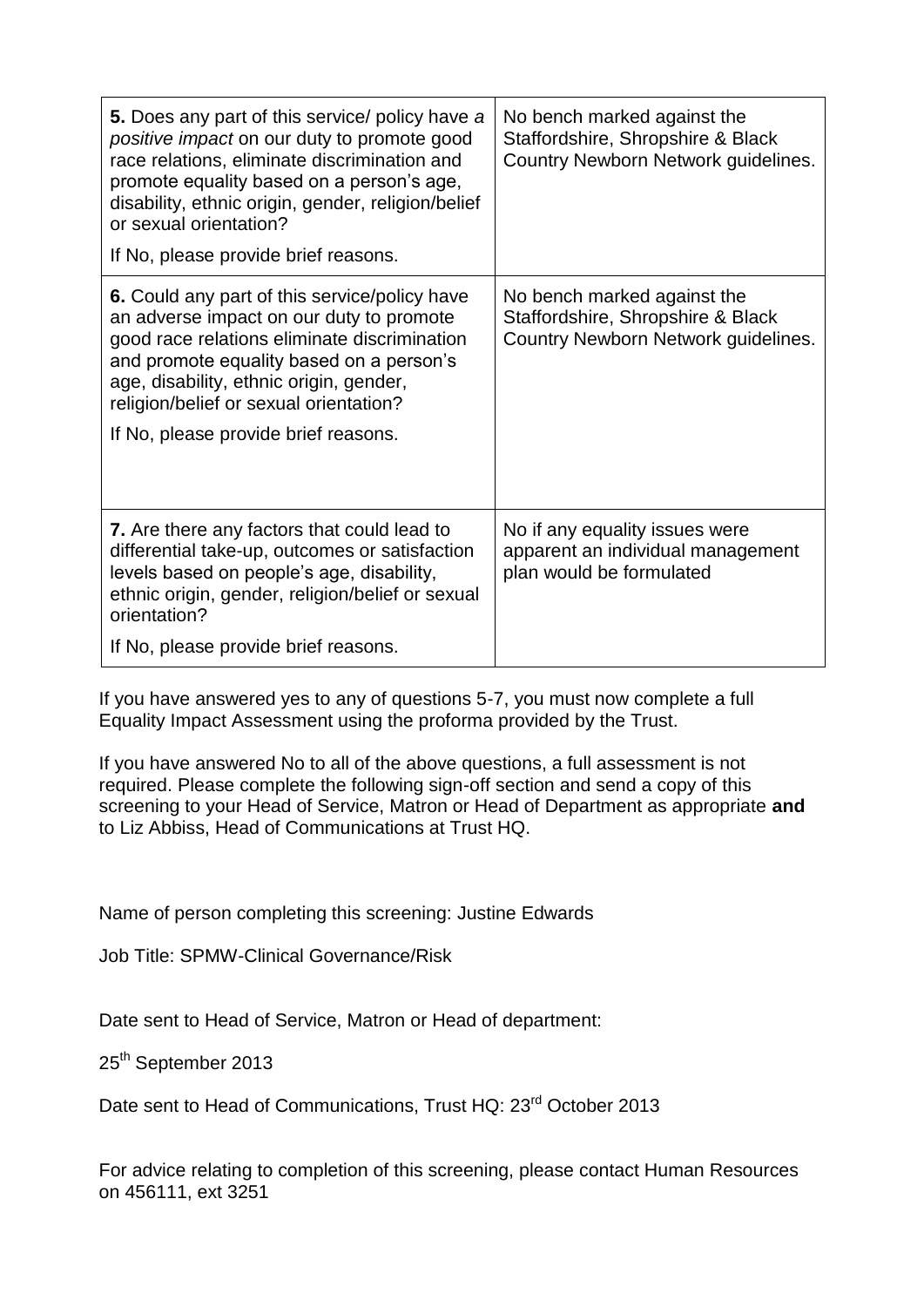| | |
|---|---|
| **5.** Does any part of this service/ policy have *a positive impact* on our duty to promote good race relations, eliminate discrimination and promote equality based on a person's age, disability, ethnic origin, gender, religion/belief or sexual orientation?<br><br>If No, please provide brief reasons. | No bench marked against the Staffordshire, Shropshire & Black Country Newborn Network guidelines. |
| **6.** Could any part of this service/policy have an adverse impact on our duty to promote good race relations eliminate discrimination and promote equality based on a person's age, disability, ethnic origin, gender, religion/belief or sexual orientation?<br><br>If No, please provide brief reasons. | No bench marked against the Staffordshire, Shropshire & Black Country Newborn Network guidelines. |
| **7.** Are there any factors that could lead to differential take-up, outcomes or satisfaction levels based on people's age, disability, ethnic origin, gender, religion/belief or sexual orientation?<br><br>If No, please provide brief reasons. | No if any equality issues were apparent an individual management plan would be formulated |

If you have answered yes to any of questions 5-7, you must now complete a full Equality Impact Assessment using the proforma provided by the Trust.

If you have answered No to all of the above questions, a full assessment is not required. Please complete the following sign-off section and send a copy of this screening to your Head of Service, Matron or Head of Department as appropriate **and** to Liz Abbiss, Head of Communications at Trust HQ.

Name of person completing this screening: Justine Edwards

Job Title: SPMW-Clinical Governance/Risk

Date sent to Head of Service, Matron or Head of department:

25th September 2013

Date sent to Head of Communications, Trust HQ: 23rd October 2013

For advice relating to completion of this screening, please contact Human Resources on 456111, ext 3251